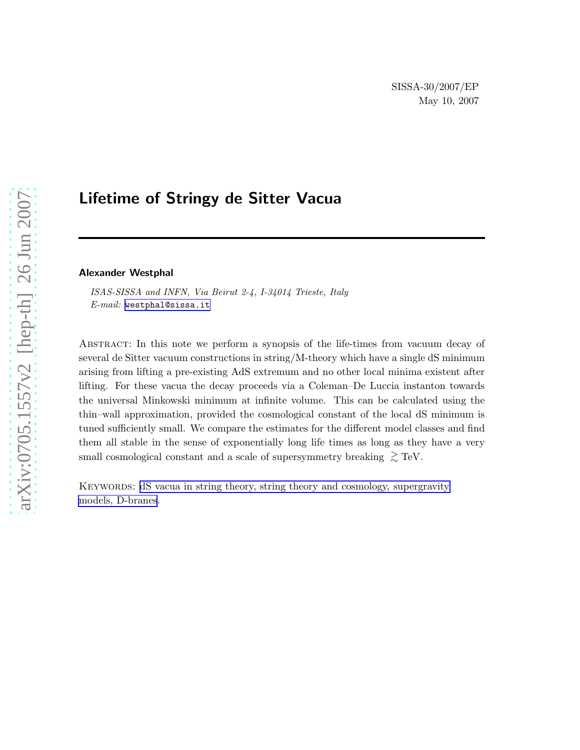SISSA-30/2007/EP
May 10, 2007

# Lifetime of Stringy de Sitter Vacua

**Alexander Westphal**

*ISAS-SISSA and INFN, Via Beirut 2-4, I-34014 Trieste, Italy*
*E-mail:* westphal@sissa.it

Abstract: In this note we perform a synopsis of the life-times from vacuum decay of several de Sitter vacuum constructions in string/M-theory which have a single dS minimum arising from lifting a pre-existing AdS extremum and no other local minima existent after lifting. For these vacua the decay proceeds via a Coleman–De Luccia instanton towards the universal Minkowski minimum at infinite volume. This can be calculated using the thin–wall approximation, provided the cosmological constant of the local dS minimum is tuned sufficiently small. We compare the estimates for the different model classes and find them all stable in the sense of exponentially long life times as long as they have a very small cosmological constant and a scale of supersymmetry breaking $\gtrsim$ TeV.

Keywords: dS vacua in string theory, string theory and cosmology, supergravity models, D-branes.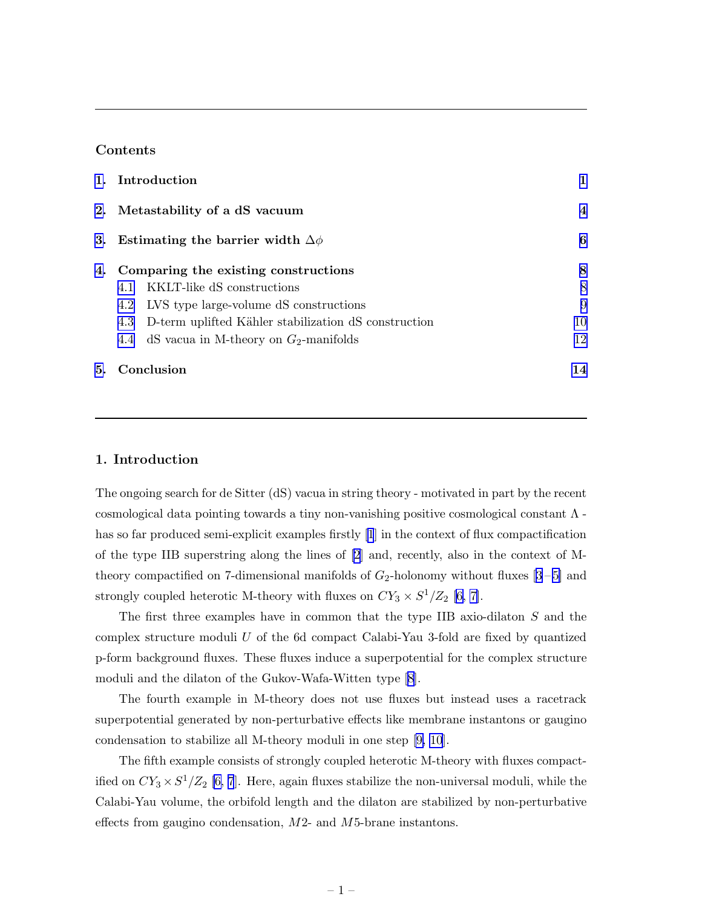## Contents

1. Introduction — 1
2. Metastability of a dS vacuum — 4
3. Estimating the barrier width $\Delta\phi$ — 6
4. Comparing the existing constructions — 8
   - 4.1 KKLT-like dS constructions — 8
   - 4.2 LVS type large-volume dS constructions — 9
   - 4.3 D-term uplifted Kähler stabilization dS construction — 10
   - 4.4 dS vacua in M-theory on $G_2$-manifolds — 12
5. Conclusion — 14

## 1. Introduction

The ongoing search for de Sitter (dS) vacua in string theory - motivated in part by the recent cosmological data pointing towards a tiny non-vanishing positive cosmological constant $\Lambda$ - has so far produced semi-explicit examples firstly [1] in the context of flux compactification of the type IIB superstring along the lines of [2] and, recently, also in the context of M-theory compactified on 7-dimensional manifolds of $G_2$-holonomy without fluxes [3–5] and strongly coupled heterotic M-theory with fluxes on $CY_3 \times S^1/Z_2$ [6, 7].

The first three examples have in common that the type IIB axio-dilaton $S$ and the complex structure moduli $U$ of the 6d compact Calabi-Yau 3-fold are fixed by quantized p-form background fluxes. These fluxes induce a superpotential for the complex structure moduli and the dilaton of the Gukov-Wafa-Witten type [8].

The fourth example in M-theory does not use fluxes but instead uses a racetrack superpotential generated by non-perturbative effects like membrane instantons or gaugino condensation to stabilize all M-theory moduli in one step [9, 10].

The fifth example consists of strongly coupled heterotic M-theory with fluxes compactified on $CY_3 \times S^1/Z_2$ [6, 7]. Here, again fluxes stabilize the non-universal moduli, while the Calabi-Yau volume, the orbifold length and the dilaton are stabilized by non-perturbative effects from gaugino condensation, $M2$- and $M5$-brane instantons.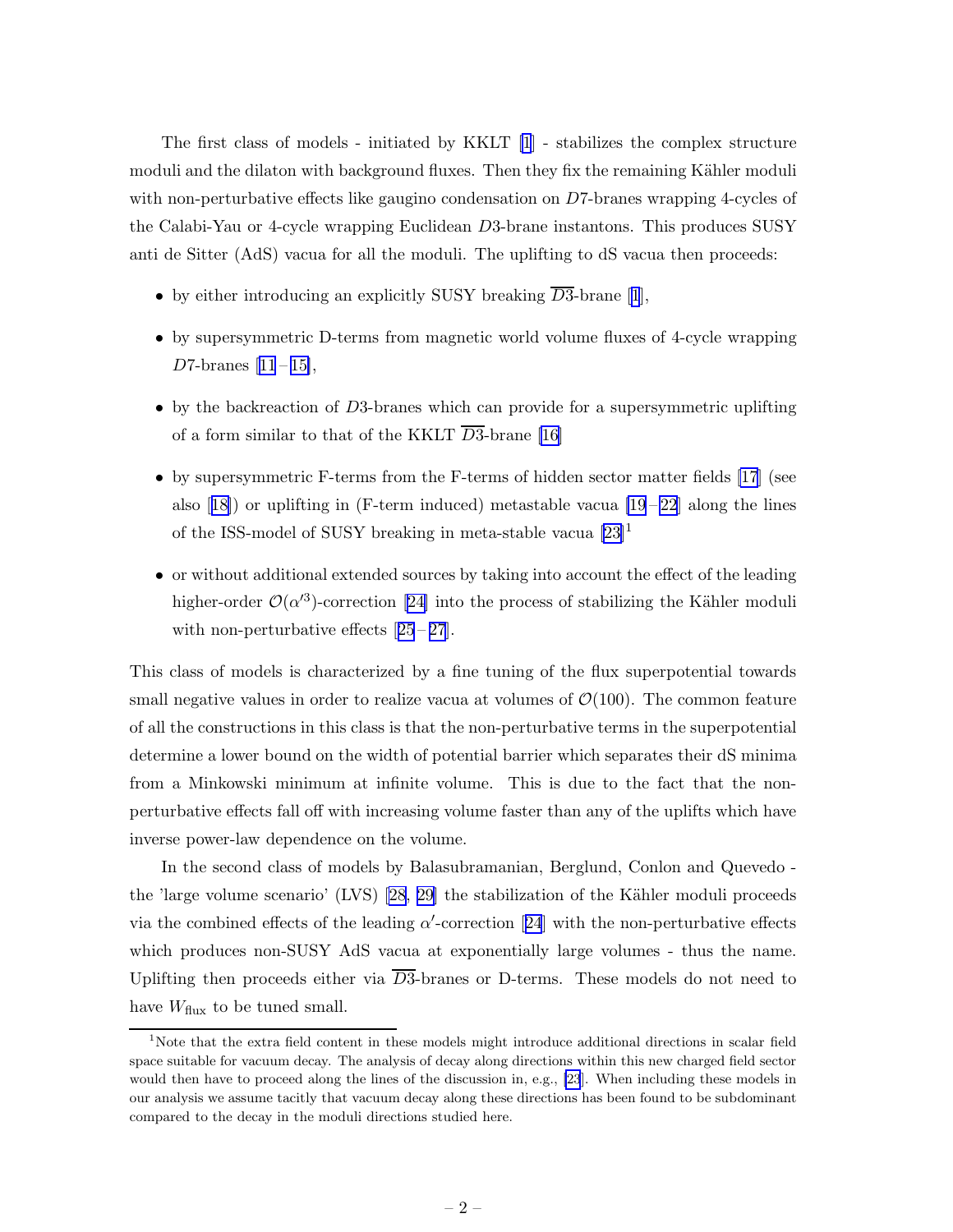The first class of models - initiated by KKLT [1] - stabilizes the complex structure moduli and the dilaton with background fluxes. Then they fix the remaining Kähler moduli with non-perturbative effects like gaugino condensation on $D7$-branes wrapping 4-cycles of the Calabi-Yau or 4-cycle wrapping Euclidean $D3$-brane instantons. This produces SUSY anti de Sitter (AdS) vacua for all the moduli. The uplifting to dS vacua then proceeds:

- by either introducing an explicitly SUSY breaking $\overline{D3}$-brane [1],
- by supersymmetric D-terms from magnetic world volume fluxes of 4-cycle wrapping $D7$-branes [11–15],
- by the backreaction of $D3$-branes which can provide for a supersymmetric uplifting of a form similar to that of the KKLT $\overline{D3}$-brane [16]
- by supersymmetric F-terms from the F-terms of hidden sector matter fields [17] (see also [18]) or uplifting in (F-term induced) metastable vacua [19–22] along the lines of the ISS-model of SUSY breaking in meta-stable vacua [23][1]
- or without additional extended sources by taking into account the effect of the leading higher-order $\mathcal{O}(\alpha'^3)$-correction [24] into the process of stabilizing the Kähler moduli with non-perturbative effects [25–27].

This class of models is characterized by a fine tuning of the flux superpotential towards small negative values in order to realize vacua at volumes of $\mathcal{O}(100)$. The common feature of all the constructions in this class is that the non-perturbative terms in the superpotential determine a lower bound on the width of potential barrier which separates their dS minima from a Minkowski minimum at infinite volume. This is due to the fact that the non-perturbative effects fall off with increasing volume faster than any of the uplifts which have inverse power-law dependence on the volume.

In the second class of models by Balasubramanian, Berglund, Conlon and Quevedo - the 'large volume scenario' (LVS) [28, 29] the stabilization of the Kähler moduli proceeds via the combined effects of the leading $\alpha'$-correction [24] with the non-perturbative effects which produces non-SUSY AdS vacua at exponentially large volumes - thus the name. Uplifting then proceeds either via $\overline{D3}$-branes or D-terms. These models do not need to have $W_{\rm flux}$ to be tuned small.

[1] Note that the extra field content in these models might introduce additional directions in scalar field space suitable for vacuum decay. The analysis of decay along directions within this new charged field sector would then have to proceed along the lines of the discussion in, e.g., [23]. When including these models in our analysis we assume tacitly that vacuum decay along these directions has been found to be subdominant compared to the decay in the moduli directions studied here.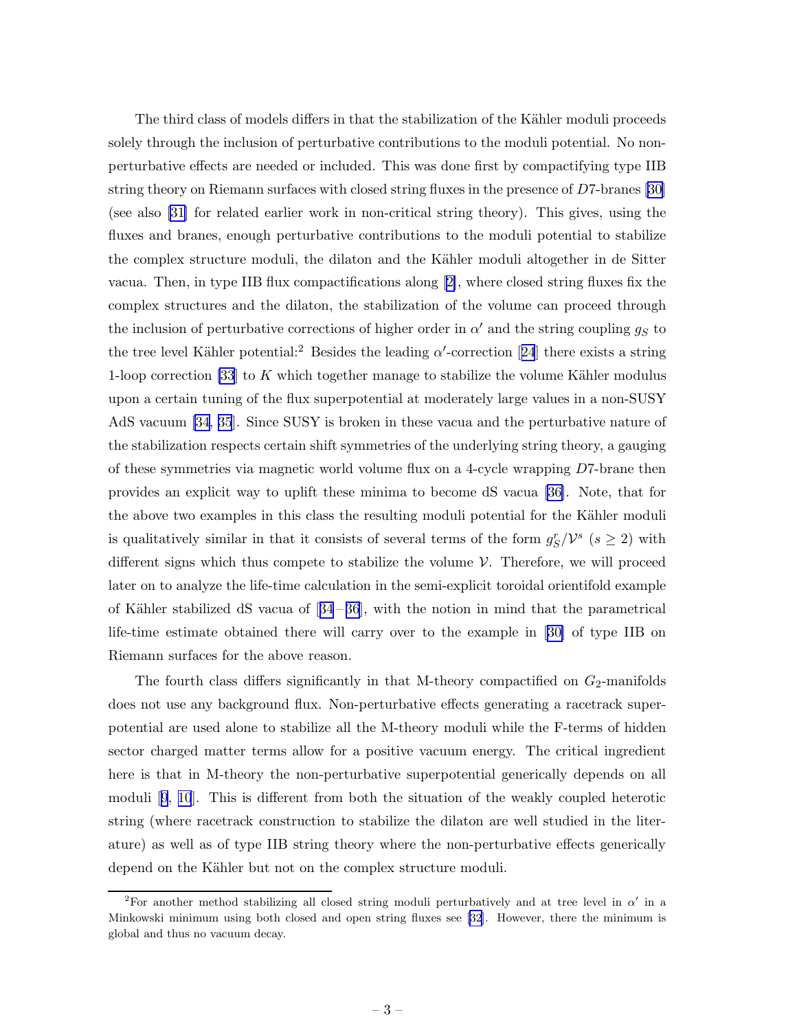The third class of models differs in that the stabilization of the Kähler moduli proceeds solely through the inclusion of perturbative contributions to the moduli potential. No non-perturbative effects are needed or included. This was done first by compactifying type IIB string theory on Riemann surfaces with closed string fluxes in the presence of $D7$-branes [30] (see also [31] for related earlier work in non-critical string theory). This gives, using the fluxes and branes, enough perturbative contributions to the moduli potential to stabilize the complex structure moduli, the dilaton and the Kähler moduli altogether in de Sitter vacua. Then, in type IIB flux compactifications along [2], where closed string fluxes fix the complex structures and the dilaton, the stabilization of the volume can proceed through the inclusion of perturbative corrections of higher order in $\alpha'$ and the string coupling $g_S$ to the tree level Kähler potential:[2] Besides the leading $\alpha'$-correction [24] there exists a string 1-loop correction [33] to $K$ which together manage to stabilize the volume Kähler modulus upon a certain tuning of the flux superpotential at moderately large values in a non-SUSY AdS vacuum [34, 35]. Since SUSY is broken in these vacua and the perturbative nature of the stabilization respects certain shift symmetries of the underlying string theory, a gauging of these symmetries via magnetic world volume flux on a 4-cycle wrapping $D7$-brane then provides an explicit way to uplift these minima to become dS vacua [36]. Note, that for the above two examples in this class the resulting moduli potential for the Kähler moduli is qualitatively similar in that it consists of several terms of the form $g_S^r/\mathcal{V}^s$ ($s \geq 2$) with different signs which thus compete to stabilize the volume $\mathcal{V}$. Therefore, we will proceed later on to analyze the life-time calculation in the semi-explicit toroidal orientifold example of Kähler stabilized dS vacua of [34–36], with the notion in mind that the parametrical life-time estimate obtained there will carry over to the example in [30] of type IIB on Riemann surfaces for the above reason.

The fourth class differs significantly in that M-theory compactified on $G_2$-manifolds does not use any background flux. Non-perturbative effects generating a racetrack superpotential are used alone to stabilize all the M-theory moduli while the F-terms of hidden sector charged matter terms allow for a positive vacuum energy. The critical ingredient here is that in M-theory the non-perturbative superpotential generically depends on all moduli [9, 10]. This is different from both the situation of the weakly coupled heterotic string (where racetrack construction to stabilize the dilaton are well studied in the literature) as well as of type IIB string theory where the non-perturbative effects generically depend on the Kähler but not on the complex structure moduli.

[2] For another method stabilizing all closed string moduli perturbatively and at tree level in $\alpha'$ in a Minkowski minimum using both closed and open string fluxes see [32]. However, there the minimum is global and thus no vacuum decay.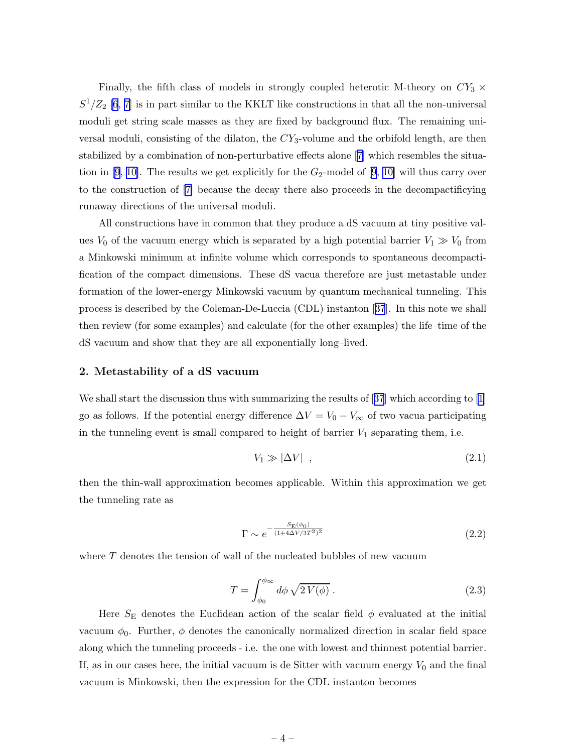Finally, the fifth class of models in strongly coupled heterotic M-theory on $CY_3 \times S^1/Z_2$ [6, 7] is in part similar to the KKLT like constructions in that all the non-universal moduli get string scale masses as they are fixed by background flux. The remaining universal moduli, consisting of the dilaton, the $CY_3$-volume and the orbifold length, are then stabilized by a combination of non-perturbative effects alone [7] which resembles the situation in [9, 10]. The results we get explicitly for the $G_2$-model of [9, 10] will thus carry over to the construction of [7] because the decay there also proceeds in the decompactifying runaway directions of the universal moduli.

All constructions have in common that they produce a dS vacuum at tiny positive values $V_0$ of the vacuum energy which is separated by a high potential barrier $V_1 \gg V_0$ from a Minkowski minimum at infinite volume which corresponds to spontaneous decompactification of the compact dimensions. These dS vacua therefore are just metastable under formation of the lower-energy Minkowski vacuum by quantum mechanical tunneling. This process is described by the Coleman-De-Luccia (CDL) instanton [37]. In this note we shall then review (for some examples) and calculate (for the other examples) the life–time of the dS vacuum and show that they are all exponentially long–lived.

## 2. Metastability of a dS vacuum

We shall start the discussion thus with summarizing the results of [37] which according to [1] go as follows. If the potential energy difference $\Delta V = V_0 - V_\infty$ of two vacua participating in the tunneling event is small compared to height of barrier $V_1$ separating them, i.e.

$$V_1 \gg |\Delta V| \ , \tag{2.1}$$

then the thin-wall approximation becomes applicable. Within this approximation we get the tunneling rate as

$$\Gamma \sim e^{-\frac{S_{\rm E}(\phi_0)}{(1+4\Delta V/3T^2)^2}} \tag{2.2}$$

where $T$ denotes the tension of wall of the nucleated bubbles of new vacuum

$$T = \int_{\phi_0}^{\phi_\infty} d\phi\, \sqrt{2\,V(\phi)}\,. \tag{2.3}$$

Here $S_{\rm E}$ denotes the Euclidean action of the scalar field $\phi$ evaluated at the initial vacuum $\phi_0$. Further, $\phi$ denotes the canonically normalized direction in scalar field space along which the tunneling proceeds - i.e. the one with lowest and thinnest potential barrier. If, as in our cases here, the initial vacuum is de Sitter with vacuum energy $V_0$ and the final vacuum is Minkowski, then the expression for the CDL instanton becomes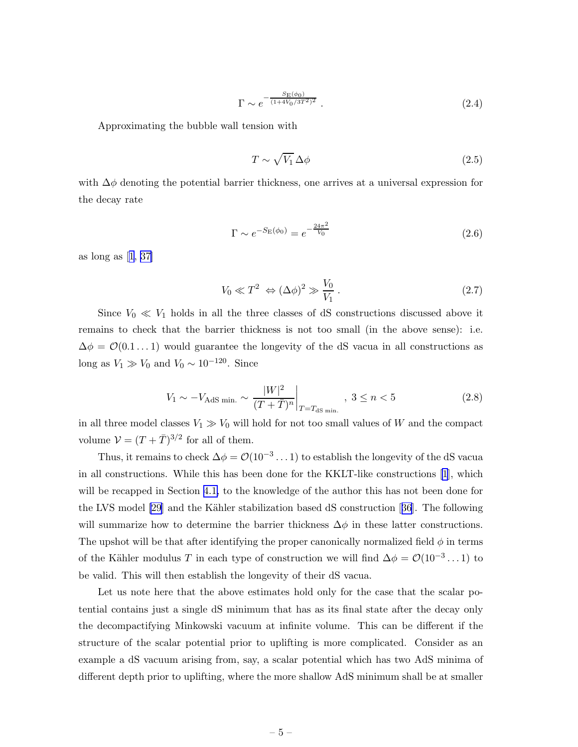$$\Gamma \sim e^{-\frac{S_{\rm E}(\phi_0)}{(1+4V_0/3T^2)^2}} \,. \tag{2.4}$$

Approximating the bubble wall tension with

$$T \sim \sqrt{V_1}\,\Delta\phi \tag{2.5}$$

with $\Delta\phi$ denoting the potential barrier thickness, one arrives at a universal expression for the decay rate

$$\Gamma \sim e^{-S_{\rm E}(\phi_0)} = e^{-\frac{24\pi^2}{V_0}} \tag{2.6}$$

as long as [1, 37]

$$V_0 \ll T^2 \;\Leftrightarrow (\Delta\phi)^2 \gg \frac{V_0}{V_1}\,. \tag{2.7}$$

Since $V_0 \ll V_1$ holds in all the three classes of dS constructions discussed above it remains to check that the barrier thickness is not too small (in the above sense): i.e. $\Delta\phi = \mathcal{O}(0.1\ldots 1)$ would guarantee the longevity of the dS vacua in all constructions as long as $V_1 \gg V_0$ and $V_0 \sim 10^{-120}$. Since

$$V_1 \sim -V_{\rm AdS\;min.} \sim \left.\frac{|W|^2}{(T+\bar{T})^n}\right|_{T=T_{\rm dS\;min.}}\;,\; 3\leq n<5 \tag{2.8}$$

in all three model classes $V_1 \gg V_0$ will hold for not too small values of $W$ and the compact volume $\mathcal{V} = (T+\bar{T})^{3/2}$ for all of them.

Thus, it remains to check $\Delta\phi = \mathcal{O}(10^{-3}\ldots 1)$ to establish the longevity of the dS vacua in all constructions. While this has been done for the KKLT-like constructions [1], which will be recapped in Section 4.1, to the knowledge of the author this has not been done for the LVS model [29] and the Kähler stabilization based dS construction [36]. The following will summarize how to determine the barrier thickness $\Delta\phi$ in these latter constructions. The upshot will be that after identifying the proper canonically normalized field $\phi$ in terms of the Kähler modulus $T$ in each type of construction we will find $\Delta\phi = \mathcal{O}(10^{-3}\ldots 1)$ to be valid. This will then establish the longevity of their dS vacua.

Let us note here that the above estimates hold only for the case that the scalar potential contains just a single dS minimum that has as its final state after the decay only the decompactifying Minkowski vacuum at infinite volume. This can be different if the structure of the scalar potential prior to uplifting is more complicated. Consider as an example a dS vacuum arising from, say, a scalar potential which has two AdS minima of different depth prior to uplifting, where the more shallow AdS minimum shall be at smaller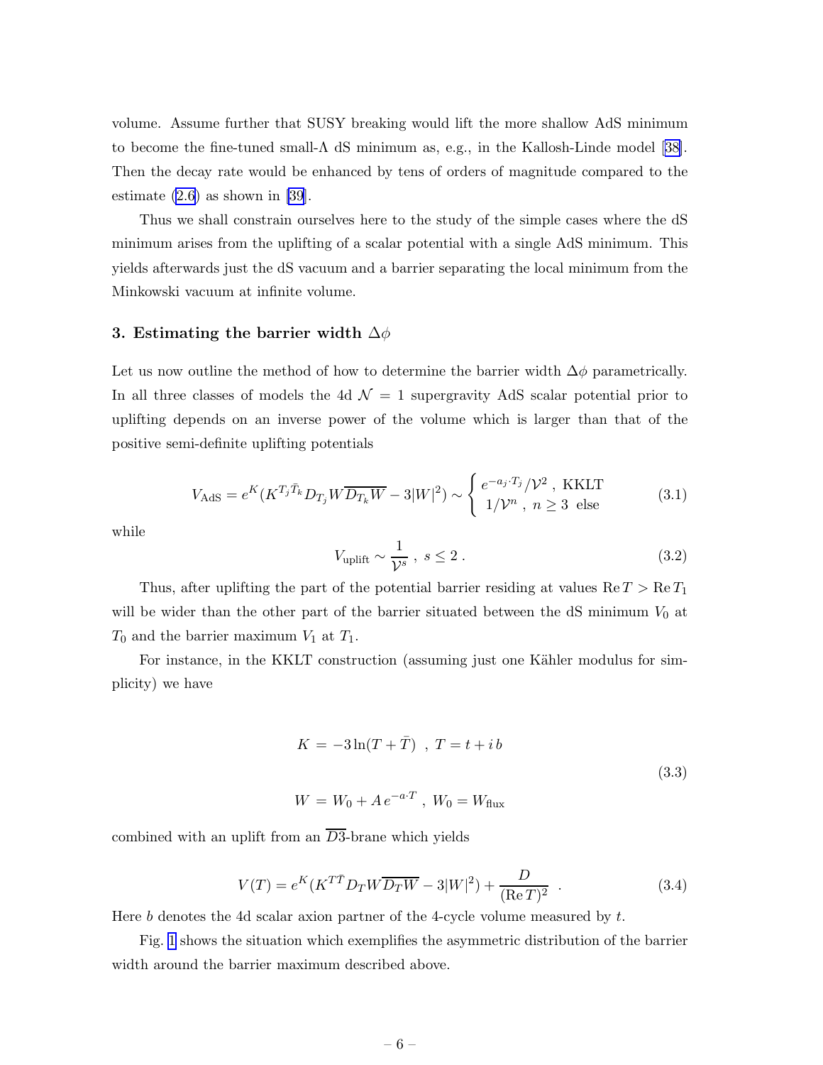volume. Assume further that SUSY breaking would lift the more shallow AdS minimum to become the fine-tuned small-$\Lambda$ dS minimum as, e.g., in the Kallosh-Linde model [38]. Then the decay rate would be enhanced by tens of orders of magnitude compared to the estimate (2.6) as shown in [39].

Thus we shall constrain ourselves here to the study of the simple cases where the dS minimum arises from the uplifting of a scalar potential with a single AdS minimum. This yields afterwards just the dS vacuum and a barrier separating the local minimum from the Minkowski vacuum at infinite volume.

## 3. Estimating the barrier width $\Delta\phi$

Let us now outline the method of how to determine the barrier width $\Delta\phi$ parametrically. In all three classes of models the 4d $\mathcal{N}=1$ supergravity AdS scalar potential prior to uplifting depends on an inverse power of the volume which is larger than that of the positive semi-definite uplifting potentials

$$V_{\rm AdS} = e^K (K^{T_j \bar{T}_k} D_{T_j} W \overline{D_{T_k} W} - 3|W|^2) \sim \begin{cases} e^{-a_j \cdot T_j}/\mathcal{V}^2 \ , \ \text{KKLT} \\ 1/\mathcal{V}^n \ , \ n \geq 3 \ \text{ else} \end{cases} \tag{3.1}$$

while

$$V_{\rm uplift} \sim \frac{1}{\mathcal{V}^s} \ , \ s \leq 2 \ . \tag{3.2}$$

Thus, after uplifting the part of the potential barrier residing at values $\mathrm{Re}\, T > \mathrm{Re}\, T_1$ will be wider than the other part of the barrier situated between the dS minimum $V_0$ at $T_0$ and the barrier maximum $V_1$ at $T_1$.

For instance, in the KKLT construction (assuming just one Kähler modulus for simplicity) we have

$$\begin{aligned} K &= -3\ln(T+\bar{T}) \ \ , \ T = t + i\, b \\ W &= W_0 + A\, e^{-a\cdot T} \ , \ W_0 = W_{\rm flux} \end{aligned} \tag{3.3}$$

combined with an uplift from an $\overline{D3}$-brane which yields

$$V(T) = e^K (K^{T\bar{T}} D_T W \overline{D_T W} - 3|W|^2) + \frac{D}{(\mathrm{Re}\, T)^2} \ \ . \tag{3.4}$$

Here $b$ denotes the 4d scalar axion partner of the 4-cycle volume measured by $t$.

Fig. 1 shows the situation which exemplifies the asymmetric distribution of the barrier width around the barrier maximum described above.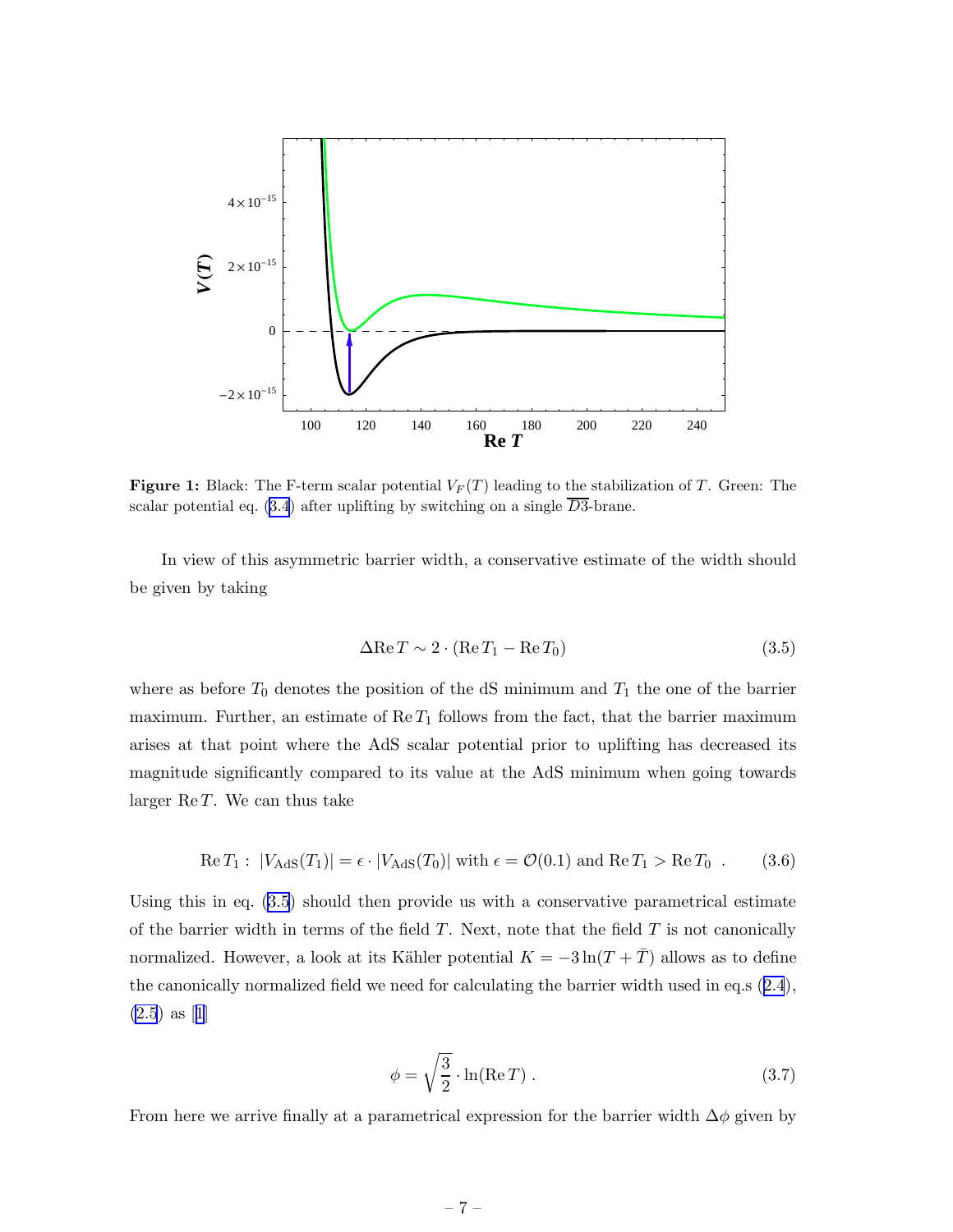**Figure 1:** Black: The F-term scalar potential $V_F(T)$ leading to the stabilization of $T$. Green: The scalar potential eq. (3.4) after uplifting by switching on a single $\overline{D3}$-brane.

In view of this asymmetric barrier width, a conservative estimate of the width should be given by taking

$$\Delta \mathrm{Re}\, T \sim 2 \cdot (\mathrm{Re}\, T_1 - \mathrm{Re}\, T_0) \tag{3.5}$$

where as before $T_0$ denotes the position of the dS minimum and $T_1$ the one of the barrier maximum. Further, an estimate of $\mathrm{Re}\, T_1$ follows from the fact, that the barrier maximum arises at that point where the AdS scalar potential prior to uplifting has decreased its magnitude significantly compared to its value at the AdS minimum when going towards larger $\mathrm{Re}\, T$. We can thus take

$$\mathrm{Re}\, T_1 : \; |V_{\mathrm{AdS}}(T_1)| = \epsilon \cdot |V_{\mathrm{AdS}}(T_0)| \text{ with } \epsilon = \mathcal{O}(0.1) \text{ and } \mathrm{Re}\, T_1 > \mathrm{Re}\, T_0 \;\; . \tag{3.6}$$

Using this in eq. (3.5) should then provide us with a conservative parametrical estimate of the barrier width in terms of the field $T$. Next, note that the field $T$ is not canonically normalized. However, a look at its Kähler potential $K = -3\ln(T + \bar{T})$ allows as to define the canonically normalized field we need for calculating the barrier width used in eq.s (2.4), (2.5) as [1]

$$\phi = \sqrt{\frac{3}{2}} \cdot \ln(\mathrm{Re}\, T) \; . \tag{3.7}$$

From here we arrive finally at a parametrical expression for the barrier width $\Delta\phi$ given by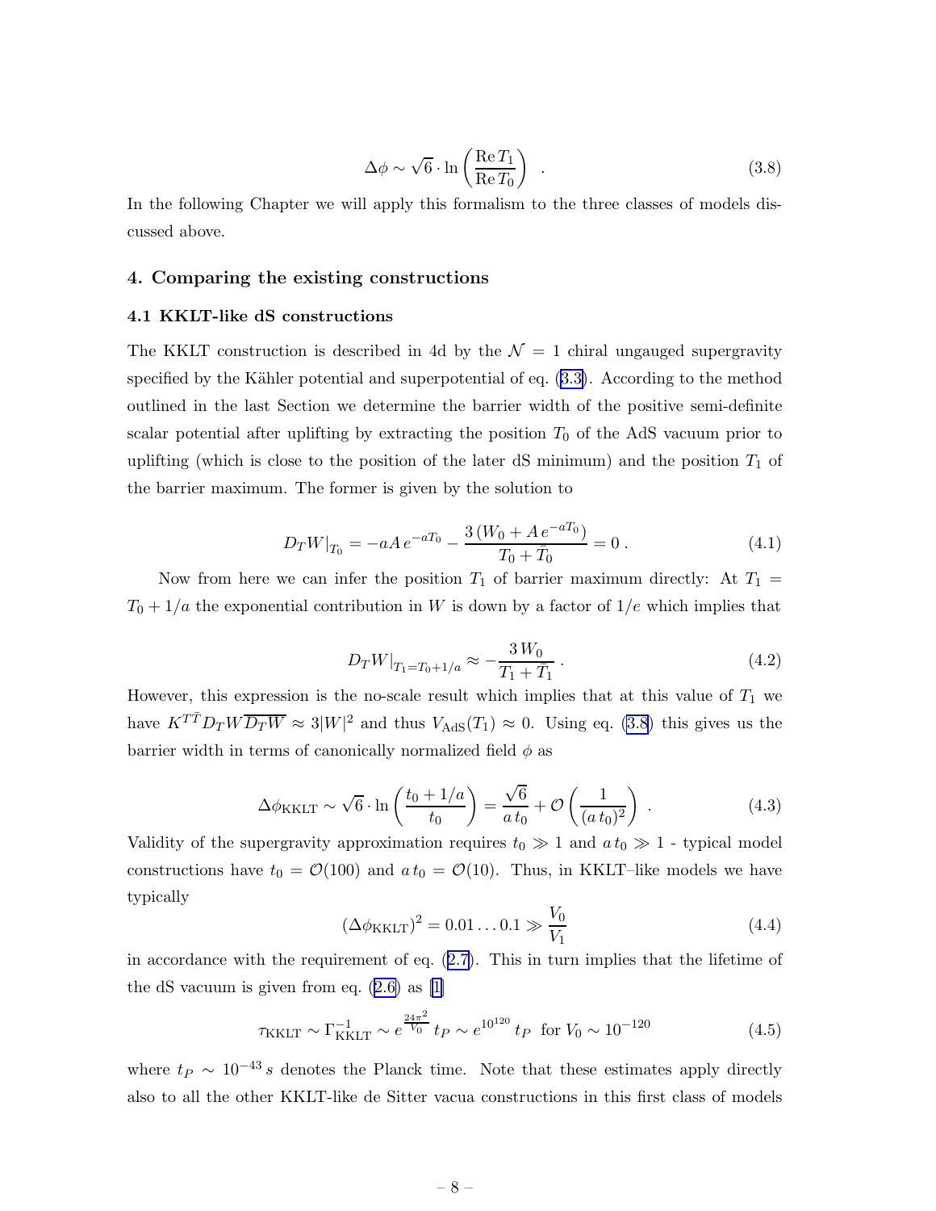$$\Delta\phi \sim \sqrt{6} \cdot \ln\left(\frac{\operatorname{Re} T_1}{\operatorname{Re} T_0}\right) \quad . \tag{3.8}$$

In the following Chapter we will apply this formalism to the three classes of models discussed above.

## 4. Comparing the existing constructions

### 4.1 KKLT-like dS constructions

The KKLT construction is described in 4d by the $\mathcal{N} = 1$ chiral ungauged supergravity specified by the Kähler potential and superpotential of eq. (3.3). According to the method outlined in the last Section we determine the barrier width of the positive semi-definite scalar potential after uplifting by extracting the position $T_0$ of the AdS vacuum prior to uplifting (which is close to the position of the later dS minimum) and the position $T_1$ of the barrier maximum. The former is given by the solution to

$$D_T W|_{T_0} = -aA\, e^{-aT_0} - \frac{3\,(W_0 + A\, e^{-aT_0})}{T_0 + \bar{T}_0} = 0\,. \tag{4.1}$$

Now from here we can infer the position $T_1$ of barrier maximum directly: At $T_1 = T_0 + 1/a$ the exponential contribution in $W$ is down by a factor of $1/e$ which implies that

$$D_T W|_{T_1 = T_0 + 1/a} \approx -\frac{3\, W_0}{T_1 + \bar{T}_1}\,. \tag{4.2}$$

However, this expression is the no-scale result which implies that at this value of $T_1$ we have $K^{T\bar{T}} D_T W \overline{D_T W} \approx 3|W|^2$ and thus $V_{\rm AdS}(T_1) \approx 0$. Using eq. (3.8) this gives us the barrier width in terms of canonically normalized field $\phi$ as

$$\Delta\phi_{\rm KKLT} \sim \sqrt{6} \cdot \ln\left(\frac{t_0 + 1/a}{t_0}\right) = \frac{\sqrt{6}}{a\, t_0} + \mathcal{O}\left(\frac{1}{(a\, t_0)^2}\right) \,. \tag{4.3}$$

Validity of the supergravity approximation requires $t_0 \gg 1$ and $a\, t_0 \gg 1$ - typical model constructions have $t_0 = \mathcal{O}(100)$ and $a\, t_0 = \mathcal{O}(10)$. Thus, in KKLT–like models we have typically

$$(\Delta\phi_{\rm KKLT})^2 = 0.01 \ldots 0.1 \gg \frac{V_0}{V_1} \tag{4.4}$$

in accordance with the requirement of eq. (2.7). This in turn implies that the lifetime of the dS vacuum is given from eq. (2.6) as [1]

$$\tau_{\rm KKLT} \sim \Gamma_{\rm KKLT}^{-1} \sim e^{\frac{24\pi^2}{V_0}}\, t_P \sim e^{10^{120}}\, t_P \;\; \text{for } V_0 \sim 10^{-120} \tag{4.5}$$

where $t_P \sim 10^{-43}\, s$ denotes the Planck time. Note that these estimates apply directly also to all the other KKLT-like de Sitter vacua constructions in this first class of models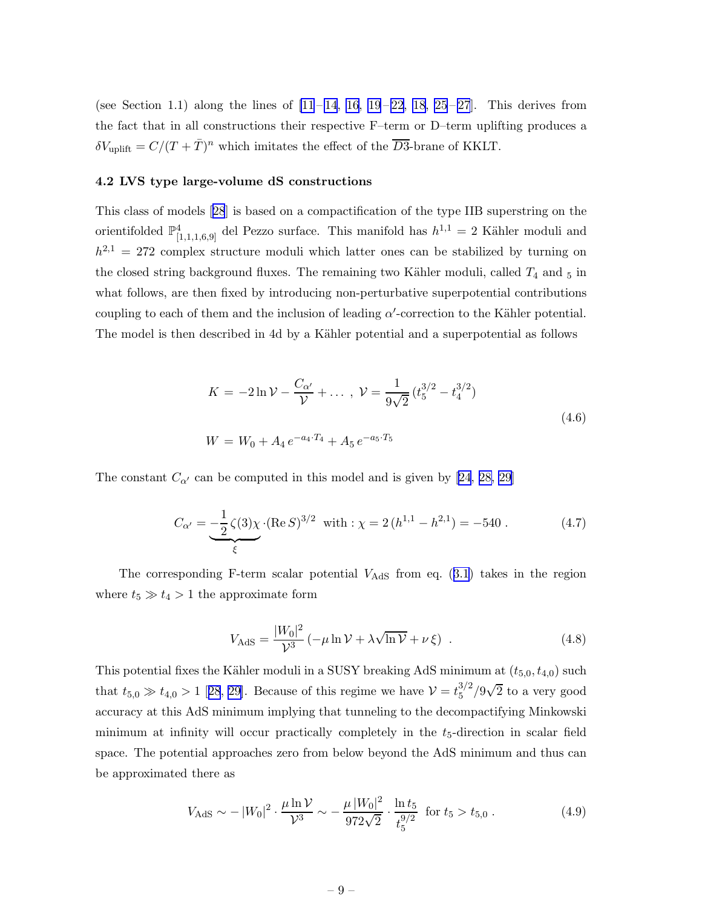(see Section 1.1) along the lines of [11–14, 16, 19–22, 18, 25–27]. This derives from the fact that in all constructions their respective F–term or D–term uplifting produces a $\delta V_{\rm uplift} = C/(T+\bar{T})^n$ which imitates the effect of the $\overline{D3}$-brane of KKLT.

### 4.2 LVS type large-volume dS constructions

This class of models [28] is based on a compactification of the type IIB superstring on the orientifolded $\mathbb{P}^4_{[1,1,1,6,9]}$ del Pezzo surface. This manifold has $h^{1,1} = 2$ Kähler moduli and $h^{2,1} = 272$ complex structure moduli which latter ones can be stabilized by turning on the closed string background fluxes. The remaining two Kähler moduli, called $T_4$ and $_5$ in what follows, are then fixed by introducing non-perturbative superpotential contributions coupling to each of them and the inclusion of leading $\alpha'$-correction to the Kähler potential. The model is then described in 4d by a Kähler potential and a superpotential as follows

$$
\begin{aligned}
K &= -2\ln\mathcal{V} - \frac{C_{\alpha'}}{\mathcal{V}} + \ldots \;,\; \mathcal{V} = \frac{1}{9\sqrt{2}}\,(t_5^{3/2} - t_4^{3/2}) \\
W &= W_0 + A_4\, e^{-a_4\cdot T_4} + A_5\, e^{-a_5\cdot T_5}
\end{aligned}
\tag{4.6}
$$

The constant $C_{\alpha'}$ can be computed in this model and is given by [24, 28, 29]

$$
C_{\alpha'} = \underbrace{-\frac{1}{2}\,\zeta(3)\chi}_{\xi}\cdot(\mathrm{Re}\, S)^{3/2} \;\text{ with : } \chi = 2\,(h^{1,1} - h^{2,1}) = -540\;. \tag{4.7}
$$

The corresponding F-term scalar potential $V_{\rm AdS}$ from eq. (3.1) takes in the region where $t_5 \gg t_4 > 1$ the approximate form

$$
V_{\rm AdS} = \frac{|W_0|^2}{\mathcal{V}^3}\left(-\mu\ln\mathcal{V} + \lambda\sqrt{\ln\mathcal{V}} + \nu\,\xi\right)\;. \tag{4.8}
$$

This potential fixes the Kähler moduli in a SUSY breaking AdS minimum at $(t_{5,0}, t_{4,0})$ such that $t_{5,0} \gg t_{4,0} > 1$ [28, 29]. Because of this regime we have $\mathcal{V} = t_5^{3/2}/9\sqrt{2}$ to a very good accuracy at this AdS minimum implying that tunneling to the decompactifying Minkowski minimum at infinity will occur practically completely in the $t_5$-direction in scalar field space. The potential approaches zero from below beyond the AdS minimum and thus can be approximated there as

$$
V_{\rm AdS} \sim -|W_0|^2\cdot\frac{\mu\ln\mathcal{V}}{\mathcal{V}^3} \sim -\frac{\mu\,|W_0|^2}{972\sqrt{2}}\cdot\frac{\ln t_5}{t_5^{9/2}} \;\text{ for } t_5 > t_{5,0}\;. \tag{4.9}
$$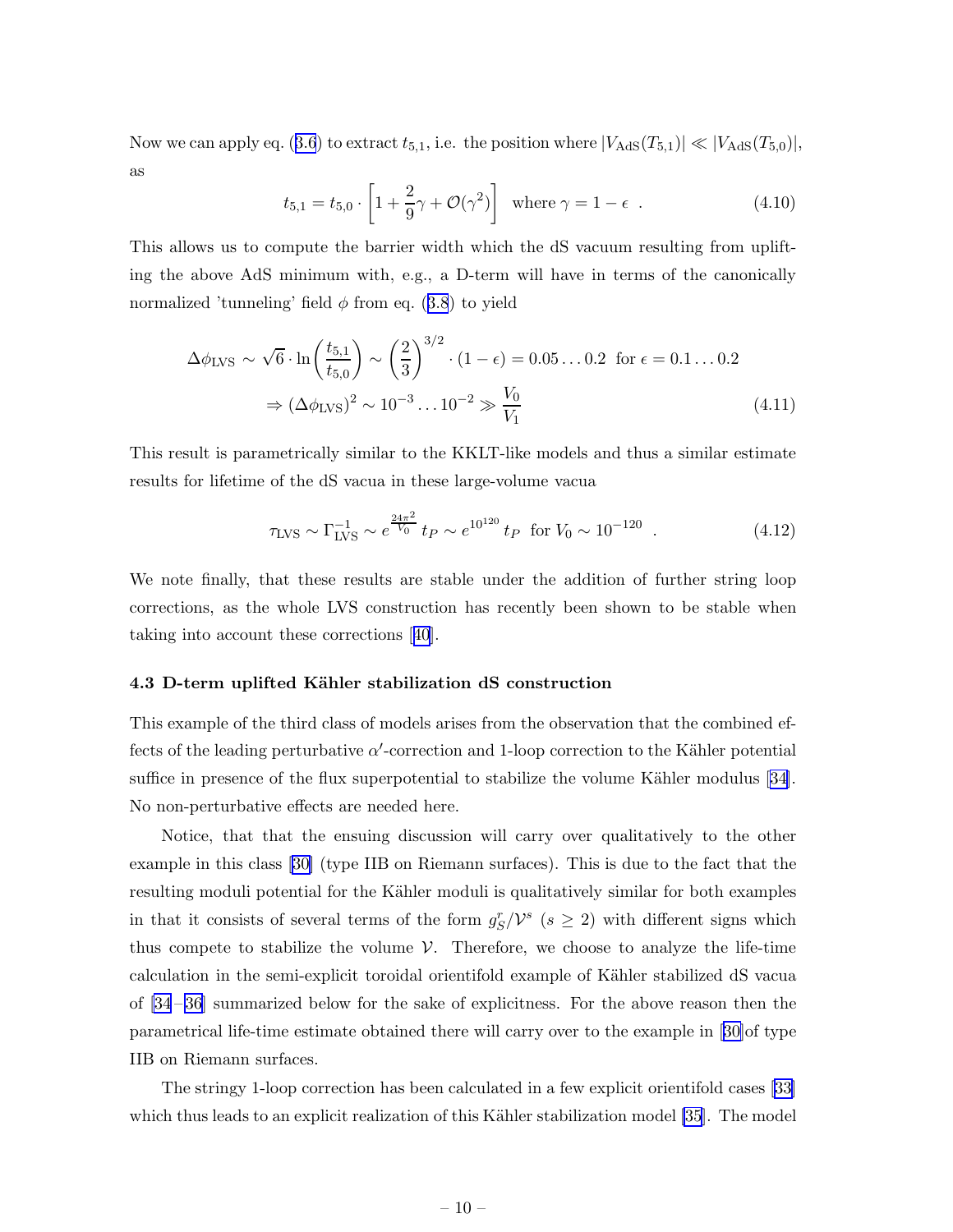Now we can apply eq. (3.6) to extract $t_{5,1}$, i.e. the position where $|V_{\rm AdS}(T_{5,1})| \ll |V_{\rm AdS}(T_{5,0})|$, as

$$t_{5,1} = t_{5,0} \cdot \left[1 + \frac{2}{9}\gamma + \mathcal{O}(\gamma^2)\right] \quad \text{where } \gamma = 1 - \epsilon \ . \tag{4.10}$$

This allows us to compute the barrier width which the dS vacuum resulting from uplifting the above AdS minimum with, e.g., a D-term will have in terms of the canonically normalized 'tunneling' field $\phi$ from eq. (3.8) to yield

$$\begin{aligned}\Delta\phi_{\rm LVS} &\sim \sqrt{6}\cdot \ln\left(\frac{t_{5,1}}{t_{5,0}}\right) \sim \left(\frac{2}{3}\right)^{3/2}\cdot(1-\epsilon) = 0.05\ldots 0.2 \ \text{ for } \epsilon = 0.1\ldots 0.2 \\ &\Rightarrow (\Delta\phi_{\rm LVS})^2 \sim 10^{-3}\ldots 10^{-2} \gg \frac{V_0}{V_1}\end{aligned} \tag{4.11}$$

This result is parametrically similar to the KKLT-like models and thus a similar estimate results for lifetime of the dS vacua in these large-volume vacua

$$\tau_{\rm LVS} \sim \Gamma^{-1}_{\rm LVS} \sim e^{\frac{24\pi^2}{V_0}}\, t_P \sim e^{10^{120}}\, t_P \ \text{ for } V_0 \sim 10^{-120} \ . \tag{4.12}$$

We note finally, that these results are stable under the addition of further string loop corrections, as the whole LVS construction has recently been shown to be stable when taking into account these corrections [40].

### 4.3 D-term uplifted Kähler stabilization dS construction

This example of the third class of models arises from the observation that the combined effects of the leading perturbative $\alpha'$-correction and 1-loop correction to the Kähler potential suffice in presence of the flux superpotential to stabilize the volume Kähler modulus [34]. No non-perturbative effects are needed here.

Notice, that that the ensuing discussion will carry over qualitatively to the other example in this class [30] (type IIB on Riemann surfaces). This is due to the fact that the resulting moduli potential for the Kähler moduli is qualitatively similar for both examples in that it consists of several terms of the form $g_S^r/\mathcal{V}^s$ ($s \geq 2$) with different signs which thus compete to stabilize the volume $\mathcal{V}$. Therefore, we choose to analyze the life-time calculation in the semi-explicit toroidal orientifold example of Kähler stabilized dS vacua of [34–36] summarized below for the sake of explicitness. For the above reason then the parametrical life-time estimate obtained there will carry over to the example in [30] of type IIB on Riemann surfaces.

The stringy 1-loop correction has been calculated in a few explicit orientifold cases [33] which thus leads to an explicit realization of this Kähler stabilization model [35]. The model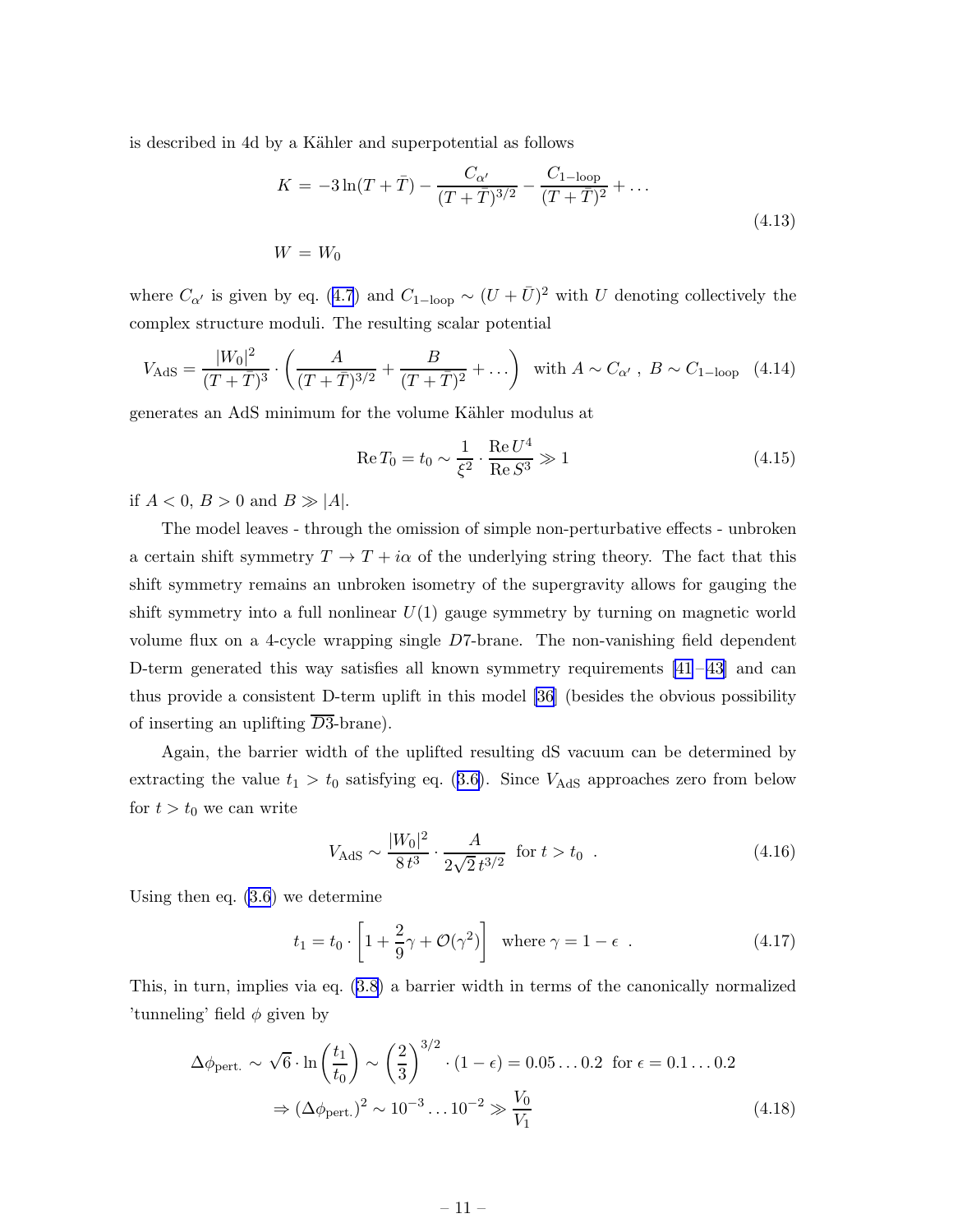is described in 4d by a Kähler and superpotential as follows

$$
\begin{aligned}
K &= -3\ln(T+\bar{T}) - \frac{C_{\alpha'}}{(T+\bar{T})^{3/2}} - \frac{C_{1-\text{loop}}}{(T+\bar{T})^2} + \ldots \\
W &= W_0
\end{aligned}
\tag{4.13}
$$

where $C_{\alpha'}$ is given by eq. (4.7) and $C_{1-\text{loop}} \sim (U+\bar{U})^2$ with $U$ denoting collectively the complex structure moduli. The resulting scalar potential

$$
V_{\text{AdS}} = \frac{|W_0|^2}{(T+\bar{T})^3} \cdot \left( \frac{A}{(T+\bar{T})^{3/2}} + \frac{B}{(T+\bar{T})^2} + \ldots \right) \;\; \text{with } A \sim C_{\alpha'} \,,\; B \sim C_{1-\text{loop}} \tag{4.14}
$$

generates an AdS minimum for the volume Kähler modulus at

$$
\text{Re}\, T_0 = t_0 \sim \frac{1}{\xi^2} \cdot \frac{\text{Re}\, U^4}{\text{Re}\, S^3} \gg 1 \tag{4.15}
$$

if $A < 0$, $B > 0$ and $B \gg |A|$.

The model leaves - through the omission of simple non-perturbative effects - unbroken a certain shift symmetry $T \to T + i\alpha$ of the underlying string theory. The fact that this shift symmetry remains an unbroken isometry of the supergravity allows for gauging the shift symmetry into a full nonlinear $U(1)$ gauge symmetry by turning on magnetic world volume flux on a 4-cycle wrapping single $D7$-brane. The non-vanishing field dependent D-term generated this way satisfies all known symmetry requirements [41–43] and can thus provide a consistent D-term uplift in this model [36] (besides the obvious possibility of inserting an uplifting $\overline{D3}$-brane).

Again, the barrier width of the uplifted resulting dS vacuum can be determined by extracting the value $t_1 > t_0$ satisfying eq. (3.6). Since $V_{\text{AdS}}$ approaches zero from below for $t > t_0$ we can write

$$
V_{\text{AdS}} \sim \frac{|W_0|^2}{8\,t^3} \cdot \frac{A}{2\sqrt{2}\,t^{3/2}} \;\; \text{for } t > t_0 \;\; . \tag{4.16}
$$

Using then eq. (3.6) we determine

$$
t_1 = t_0 \cdot \left[ 1 + \frac{2}{9}\gamma + \mathcal{O}(\gamma^2) \right] \;\; \text{where } \gamma = 1 - \epsilon \;\; . \tag{4.17}
$$

This, in turn, implies via eq. (3.8) a barrier width in terms of the canonically normalized 'tunneling' field $\phi$ given by

$$
\begin{aligned}
\Delta\phi_{\text{pert.}} &\sim \sqrt{6} \cdot \ln\left(\frac{t_1}{t_0}\right) \sim \left(\frac{2}{3}\right)^{3/2} \cdot (1-\epsilon) = 0.05 \ldots 0.2 \;\; \text{for } \epsilon = 0.1 \ldots 0.2 \\
&\Rightarrow (\Delta\phi_{\text{pert.}})^2 \sim 10^{-3} \ldots 10^{-2} \gg \frac{V_0}{V_1}
\end{aligned}
\tag{4.18}
$$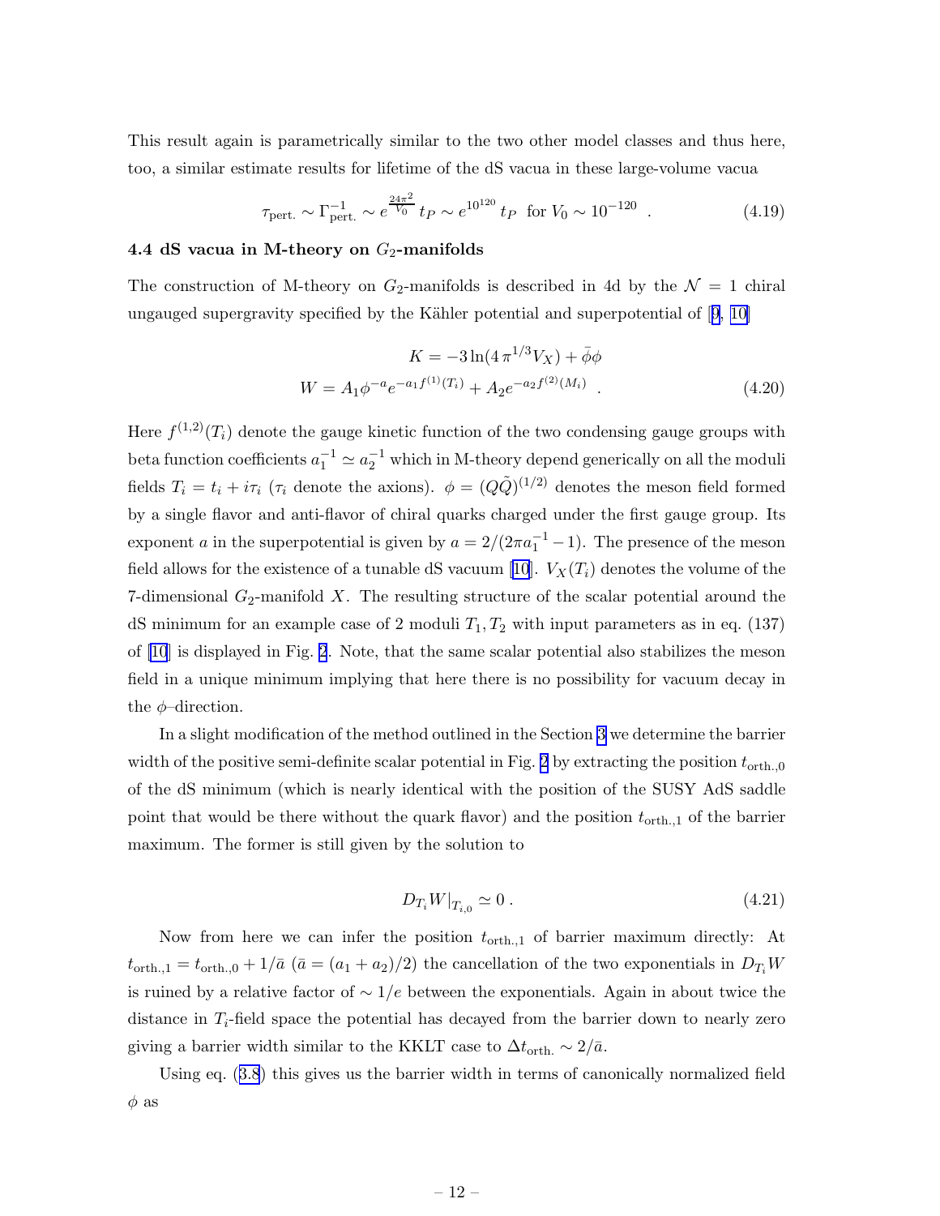This result again is parametrically similar to the two other model classes and thus here, too, a similar estimate results for lifetime of the dS vacua in these large-volume vacua

$$\tau_{\text{pert.}} \sim \Gamma^{-1}_{\text{pert.}} \sim e^{\frac{24\pi^2}{V_0}}\, t_P \sim e^{10^{120}}\, t_P \;\; \text{for } V_0 \sim 10^{-120} \;\; . \tag{4.19}$$

### 4.4 dS vacua in M-theory on $G_2$-manifolds

The construction of M-theory on $G_2$-manifolds is described in 4d by the $\mathcal{N}=1$ chiral ungauged supergravity specified by the Kähler potential and superpotential of [9, 10]

$$\begin{aligned} K &= -3\ln(4\,\pi^{1/3}V_X) + \bar{\phi}\phi \\ W &= A_1\phi^{-a}e^{-a_1 f^{(1)}(T_i)} + A_2 e^{-a_2 f^{(2)}(M_i)} \;\; . \end{aligned} \tag{4.20}$$

Here $f^{(1,2)}(T_i)$ denote the gauge kinetic function of the two condensing gauge groups with beta function coefficients $a_1^{-1} \simeq a_2^{-1}$ which in M-theory depend generically on all the moduli fields $T_i = t_i + i\tau_i$ ($\tau_i$ denote the axions). $\phi = (Q\tilde{Q})^{(1/2)}$ denotes the meson field formed by a single flavor and anti-flavor of chiral quarks charged under the first gauge group. Its exponent $a$ in the superpotential is given by $a = 2/(2\pi a_1^{-1} - 1)$. The presence of the meson field allows for the existence of a tunable dS vacuum [10]. $V_X(T_i)$ denotes the volume of the 7-dimensional $G_2$-manifold $X$. The resulting structure of the scalar potential around the dS minimum for an example case of 2 moduli $T_1, T_2$ with input parameters as in eq. (137) of [10] is displayed in Fig. 2. Note, that the same scalar potential also stabilizes the meson field in a unique minimum implying that here there is no possibility for vacuum decay in the $\phi$–direction.

In a slight modification of the method outlined in the Section 3 we determine the barrier width of the positive semi-definite scalar potential in Fig. 2 by extracting the position $t_{\text{orth.},0}$ of the dS minimum (which is nearly identical with the position of the SUSY AdS saddle point that would be there without the quark flavor) and the position $t_{\text{orth.},1}$ of the barrier maximum. The former is still given by the solution to

$$D_{T_i}W|_{T_{i,0}} \simeq 0 \; . \tag{4.21}$$

Now from here we can infer the position $t_{\text{orth.},1}$ of barrier maximum directly: At $t_{\text{orth.},1} = t_{\text{orth.},0} + 1/\bar{a}$ ($\bar{a} = (a_1 + a_2)/2$) the cancellation of the two exponentials in $D_{T_i}W$ is ruined by a relative factor of $\sim 1/e$ between the exponentials. Again in about twice the distance in $T_i$-field space the potential has decayed from the barrier down to nearly zero giving a barrier width similar to the KKLT case to $\Delta t_{\text{orth.}} \sim 2/\bar{a}$.

Using eq. (3.8) this gives us the barrier width in terms of canonically normalized field $\phi$ as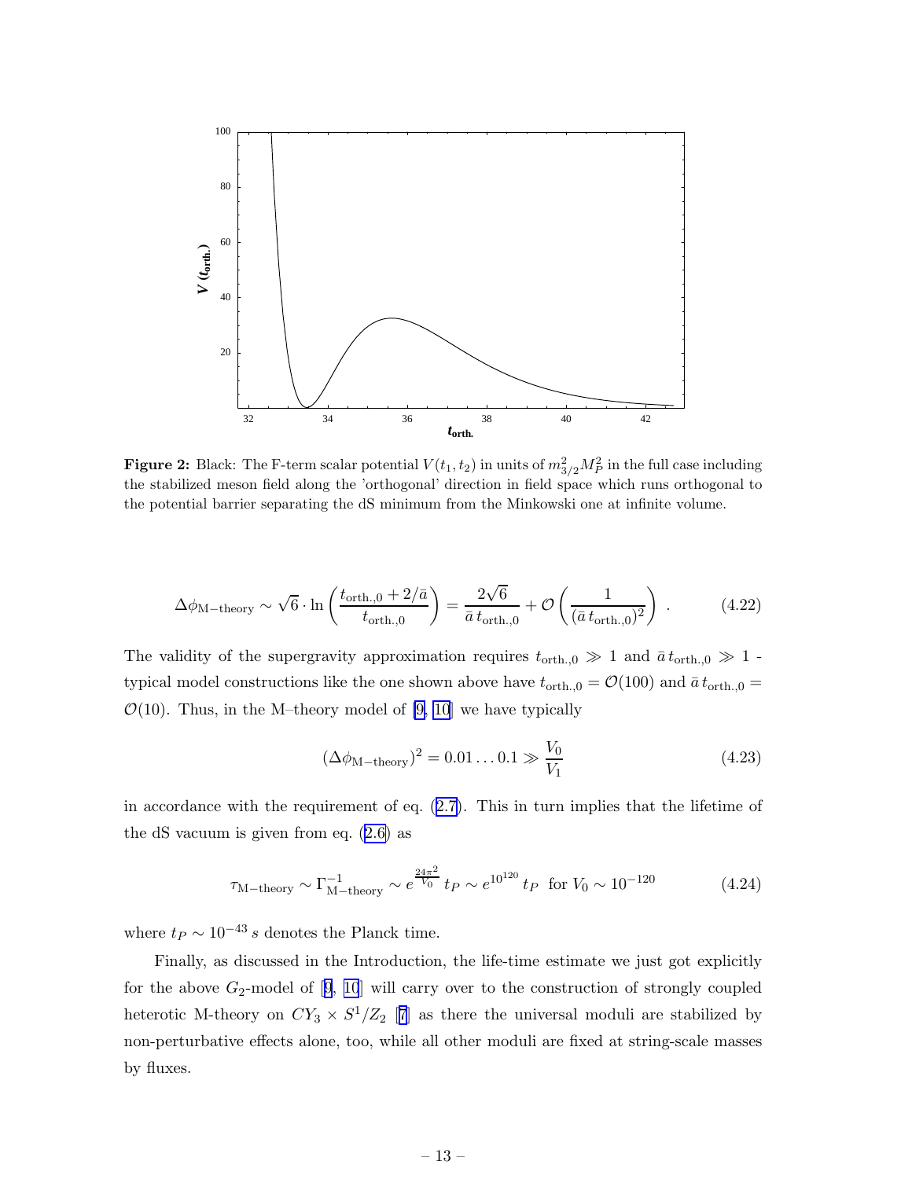**Figure 2:** Black: The F-term scalar potential $V(t_1, t_2)$ in units of $m_{3/2}^2 M_P^2$ in the full case including the stabilized meson field along the 'orthogonal' direction in field space which runs orthogonal to the potential barrier separating the dS minimum from the Minkowski one at infinite volume.

$$\Delta\phi_{\text{M-theory}} \sim \sqrt{6} \cdot \ln\left(\frac{t_{\text{orth.,0}} + 2/\bar{a}}{t_{\text{orth.,0}}}\right) = \frac{2\sqrt{6}}{\bar{a}\, t_{\text{orth.,0}}} + \mathcal{O}\left(\frac{1}{(\bar{a}\, t_{\text{orth.,0}})^2}\right) . \tag{4.22}$$

The validity of the supergravity approximation requires $t_{\text{orth.,0}} \gg 1$ and $\bar{a}\, t_{\text{orth.,0}} \gg 1$ - typical model constructions like the one shown above have $t_{\text{orth.,0}} = \mathcal{O}(100)$ and $\bar{a}\, t_{\text{orth.,0}} = \mathcal{O}(10)$. Thus, in the M–theory model of [9, 10] we have typically

$$(\Delta\phi_{\text{M-theory}})^2 = 0.01 \ldots 0.1 \gg \frac{V_0}{V_1} \tag{4.23}$$

in accordance with the requirement of eq. (2.7). This in turn implies that the lifetime of the dS vacuum is given from eq. (2.6) as

$$\tau_{\text{M-theory}} \sim \Gamma^{-1}_{\text{M-theory}} \sim e^{\frac{24\pi^2}{V_0}}\, t_P \sim e^{10^{120}}\, t_P \;\; \text{for } V_0 \sim 10^{-120} \tag{4.24}$$

where $t_P \sim 10^{-43}\, s$ denotes the Planck time.

Finally, as discussed in the Introduction, the life-time estimate we just got explicitly for the above $G_2$-model of [9, 10] will carry over to the construction of strongly coupled heterotic M-theory on $CY_3 \times S^1/Z_2$ [7] as there the universal moduli are stabilized by non-perturbative effects alone, too, while all other moduli are fixed at string-scale masses by fluxes.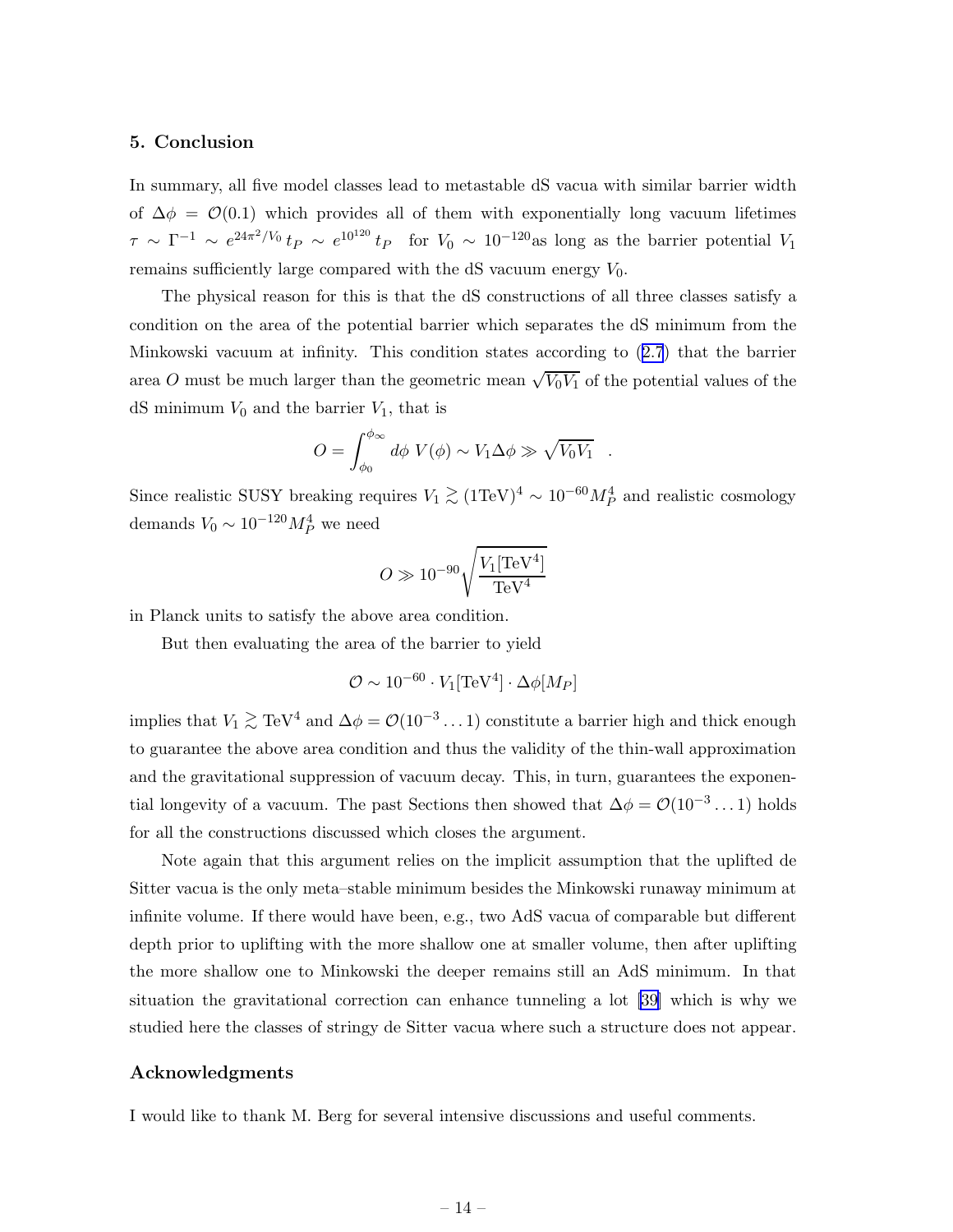## 5. Conclusion

In summary, all five model classes lead to metastable dS vacua with similar barrier width of $\Delta\phi = \mathcal{O}(0.1)$ which provides all of them with exponentially long vacuum lifetimes $\tau \sim \Gamma^{-1} \sim e^{24\pi^2/V_0}\, t_P \sim e^{10^{120}}\, t_P$ for $V_0 \sim 10^{-120}$as long as the barrier potential $V_1$ remains sufficiently large compared with the dS vacuum energy $V_0$.

The physical reason for this is that the dS constructions of all three classes satisfy a condition on the area of the potential barrier which separates the dS minimum from the Minkowski vacuum at infinity. This condition states according to (2.7) that the barrier area $O$ must be much larger than the geometric mean $\sqrt{V_0 V_1}$ of the potential values of the dS minimum $V_0$ and the barrier $V_1$, that is

$$O = \int_{\phi_0}^{\phi_\infty} d\phi\; V(\phi) \sim V_1 \Delta\phi \gg \sqrt{V_0 V_1} \quad .$$

Since realistic SUSY breaking requires $V_1 \gtrsim (1\text{TeV})^4 \sim 10^{-60} M_P^4$ and realistic cosmology demands $V_0 \sim 10^{-120} M_P^4$ we need

$$O \gg 10^{-90} \sqrt{\frac{V_1[\text{TeV}^4]}{\text{TeV}^4}}$$

in Planck units to satisfy the above area condition.

But then evaluating the area of the barrier to yield

$$\mathcal{O} \sim 10^{-60} \cdot V_1[\text{TeV}^4] \cdot \Delta\phi[M_P]$$

implies that $V_1 \gtrsim \text{TeV}^4$ and $\Delta\phi = \mathcal{O}(10^{-3} \ldots 1)$ constitute a barrier high and thick enough to guarantee the above area condition and thus the validity of the thin-wall approximation and the gravitational suppression of vacuum decay. This, in turn, guarantees the exponential longevity of a vacuum. The past Sections then showed that $\Delta\phi = \mathcal{O}(10^{-3} \ldots 1)$ holds for all the constructions discussed which closes the argument.

Note again that this argument relies on the implicit assumption that the uplifted de Sitter vacua is the only meta–stable minimum besides the Minkowski runaway minimum at infinite volume. If there would have been, e.g., two AdS vacua of comparable but different depth prior to uplifting with the more shallow one at smaller volume, then after uplifting the more shallow one to Minkowski the deeper remains still an AdS minimum. In that situation the gravitational correction can enhance tunneling a lot [39] which is why we studied here the classes of stringy de Sitter vacua where such a structure does not appear.

### Acknowledgments

I would like to thank M. Berg for several intensive discussions and useful comments.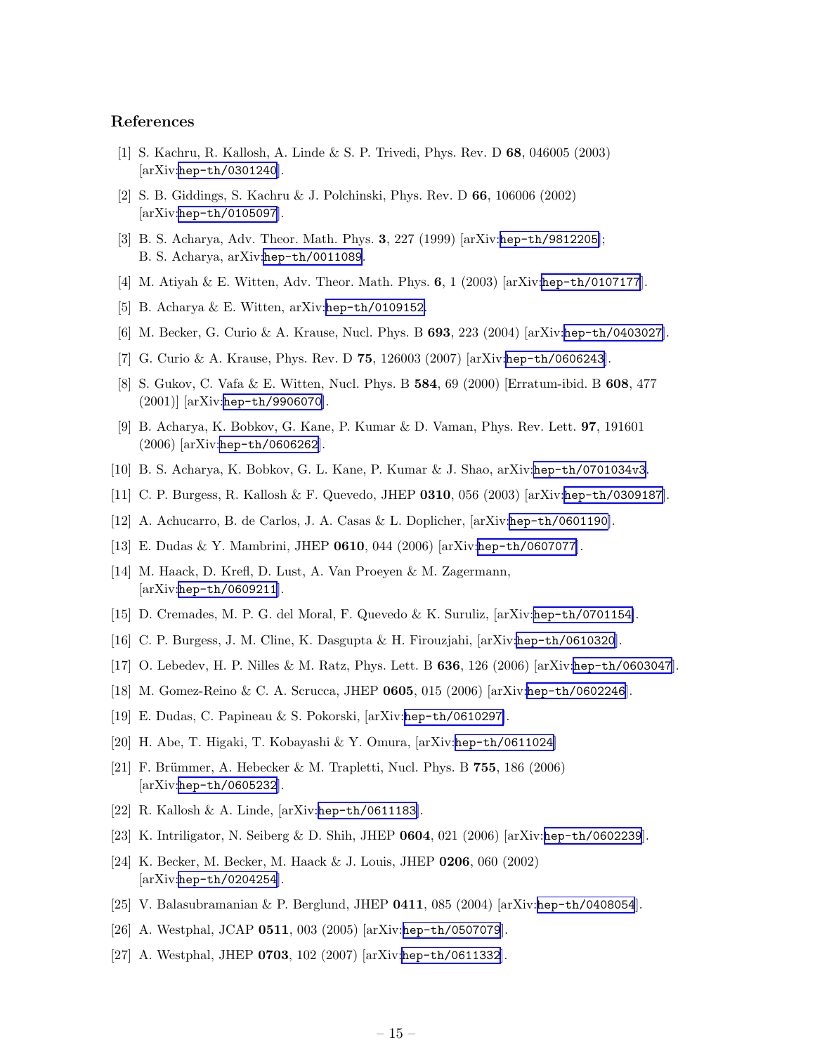## References

[1] S. Kachru, R. Kallosh, A. Linde & S. P. Trivedi, Phys. Rev. D **68**, 046005 (2003) [arXiv:hep-th/0301240].

[2] S. B. Giddings, S. Kachru & J. Polchinski, Phys. Rev. D **66**, 106006 (2002) [arXiv:hep-th/0105097].

[3] B. S. Acharya, Adv. Theor. Math. Phys. **3**, 227 (1999) [arXiv:hep-th/9812205]; B. S. Acharya, arXiv:hep-th/0011089.

[4] M. Atiyah & E. Witten, Adv. Theor. Math. Phys. **6**, 1 (2003) [arXiv:hep-th/0107177].

[5] B. Acharya & E. Witten, arXiv:hep-th/0109152.

[6] M. Becker, G. Curio & A. Krause, Nucl. Phys. B **693**, 223 (2004) [arXiv:hep-th/0403027].

[7] G. Curio & A. Krause, Phys. Rev. D **75**, 126003 (2007) [arXiv:hep-th/0606243].

[8] S. Gukov, C. Vafa & E. Witten, Nucl. Phys. B **584**, 69 (2000) [Erratum-ibid. B **608**, 477 (2001)] [arXiv:hep-th/9906070].

[9] B. Acharya, K. Bobkov, G. Kane, P. Kumar & D. Vaman, Phys. Rev. Lett. **97**, 191601 (2006) [arXiv:hep-th/0606262].

[10] B. S. Acharya, K. Bobkov, G. L. Kane, P. Kumar & J. Shao, arXiv:hep-th/0701034v3.

[11] C. P. Burgess, R. Kallosh & F. Quevedo, JHEP **0310**, 056 (2003) [arXiv:hep-th/0309187].

[12] A. Achucarro, B. de Carlos, J. A. Casas & L. Doplicher, [arXiv:hep-th/0601190].

[13] E. Dudas & Y. Mambrini, JHEP **0610**, 044 (2006) [arXiv:hep-th/0607077].

[14] M. Haack, D. Krefl, D. Lust, A. Van Proeyen & M. Zagermann, [arXiv:hep-th/0609211].

[15] D. Cremades, M. P. G. del Moral, F. Quevedo & K. Suruliz, [arXiv:hep-th/0701154].

[16] C. P. Burgess, J. M. Cline, K. Dasgupta & H. Firouzjahi, [arXiv:hep-th/0610320].

[17] O. Lebedev, H. P. Nilles & M. Ratz, Phys. Lett. B **636**, 126 (2006) [arXiv:hep-th/0603047].

[18] M. Gomez-Reino & C. A. Scrucca, JHEP **0605**, 015 (2006) [arXiv:hep-th/0602246].

[19] E. Dudas, C. Papineau & S. Pokorski, [arXiv:hep-th/0610297].

[20] H. Abe, T. Higaki, T. Kobayashi & Y. Omura, [arXiv:hep-th/0611024]

[21] F. Brümmer, A. Hebecker & M. Trapletti, Nucl. Phys. B **755**, 186 (2006) [arXiv:hep-th/0605232].

[22] R. Kallosh & A. Linde, [arXiv:hep-th/0611183].

[23] K. Intriligator, N. Seiberg & D. Shih, JHEP **0604**, 021 (2006) [arXiv:hep-th/0602239].

[24] K. Becker, M. Becker, M. Haack & J. Louis, JHEP **0206**, 060 (2002) [arXiv:hep-th/0204254].

[25] V. Balasubramanian & P. Berglund, JHEP **0411**, 085 (2004) [arXiv:hep-th/0408054].

[26] A. Westphal, JCAP **0511**, 003 (2005) [arXiv:hep-th/0507079].

[27] A. Westphal, JHEP **0703**, 102 (2007) [arXiv:hep-th/0611332].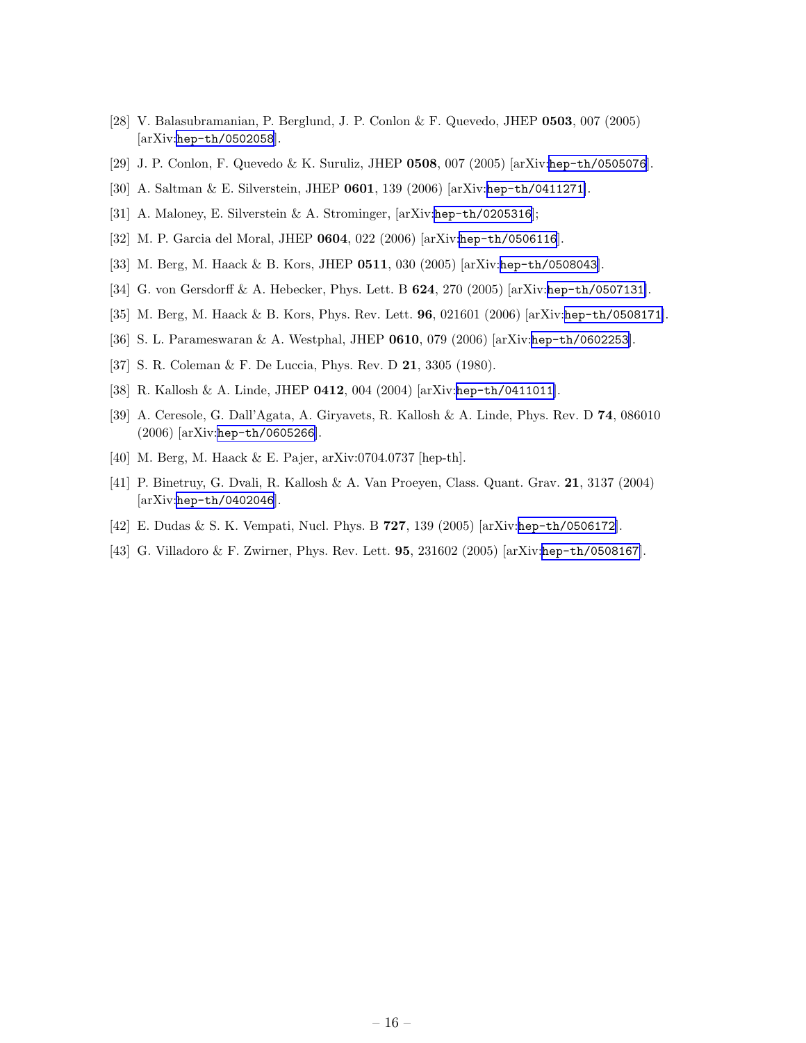[28] V. Balasubramanian, P. Berglund, J. P. Conlon & F. Quevedo, JHEP **0503**, 007 (2005) [arXiv:hep-th/0502058].

[29] J. P. Conlon, F. Quevedo & K. Suruliz, JHEP **0508**, 007 (2005) [arXiv:hep-th/0505076].

[30] A. Saltman & E. Silverstein, JHEP **0601**, 139 (2006) [arXiv:hep-th/0411271].

[31] A. Maloney, E. Silverstein & A. Strominger, [arXiv:hep-th/0205316];

[32] M. P. Garcia del Moral, JHEP **0604**, 022 (2006) [arXiv:hep-th/0506116].

[33] M. Berg, M. Haack & B. Kors, JHEP **0511**, 030 (2005) [arXiv:hep-th/0508043].

[34] G. von Gersdorff & A. Hebecker, Phys. Lett. B **624**, 270 (2005) [arXiv:hep-th/0507131].

[35] M. Berg, M. Haack & B. Kors, Phys. Rev. Lett. **96**, 021601 (2006) [arXiv:hep-th/0508171].

[36] S. L. Parameswaran & A. Westphal, JHEP **0610**, 079 (2006) [arXiv:hep-th/0602253].

[37] S. R. Coleman & F. De Luccia, Phys. Rev. D **21**, 3305 (1980).

[38] R. Kallosh & A. Linde, JHEP **0412**, 004 (2004) [arXiv:hep-th/0411011].

[39] A. Ceresole, G. Dall'Agata, A. Giryavets, R. Kallosh & A. Linde, Phys. Rev. D **74**, 086010 (2006) [arXiv:hep-th/0605266].

[40] M. Berg, M. Haack & E. Pajer, arXiv:0704.0737 [hep-th].

[41] P. Binetruy, G. Dvali, R. Kallosh & A. Van Proeyen, Class. Quant. Grav. **21**, 3137 (2004) [arXiv:hep-th/0402046].

[42] E. Dudas & S. K. Vempati, Nucl. Phys. B **727**, 139 (2005) [arXiv:hep-th/0506172].

[43] G. Villadoro & F. Zwirner, Phys. Rev. Lett. **95**, 231602 (2005) [arXiv:hep-th/0508167].